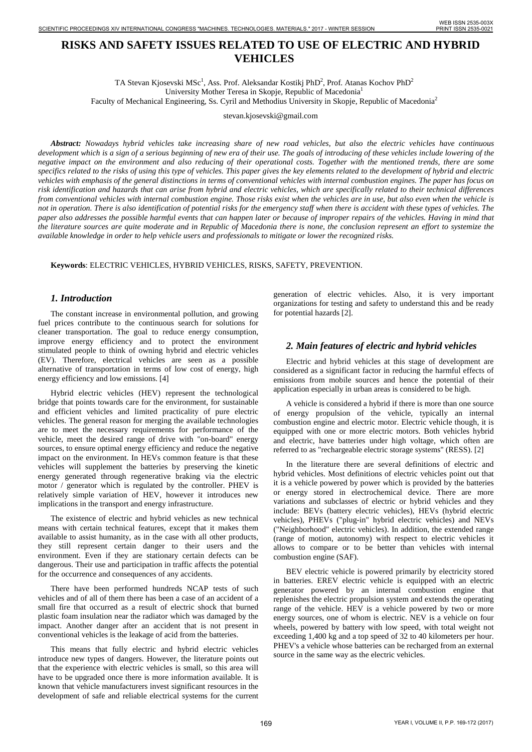# RISKS AND SAFETY ISSUES RELATED TO USE OF ELECTRIC AND HYBRID VEHICLES

TA Stevan Kjosevski MSc[1], Ass. Prof. Aleksandar Kostikj PhD[2], Prof. Atanas Kochov PhD[2]
University Mother Teresa in Skopje, Republic of Macedonia[1]
Faculty of Mechanical Engineering, Ss. Cyril and Methodius University in Skopje, Republic of Macedonia[2]

stevan.kjosevski@gmail.com

***Abstract:*** *Nowadays hybrid vehicles take increasing share of new road vehicles, but also the electric vehicles have continuous development which is a sign of a serious beginning of new era of their use. The goals of introducing of these vehicles include lowering of the negative impact on the environment and also reducing of their operational costs. Together with the mentioned trends, there are some specifics related to the risks of using this type of vehicles. This paper gives the key elements related to the development of hybrid and electric vehicles with emphasis of the general distinctions in terms of conventional vehicles with internal combustion engines. The paper has focus on risk identification and hazards that can arise from hybrid and electric vehicles, which are specifically related to their technical differences from conventional vehicles with internal combustion engine. Those risks exist when the vehicles are in use, but also even when the vehicle is not in operation. There is also identification of potential risks for the emergency staff when there is accident with these types of vehicles. The paper also addresses the possible harmful events that can happen later or because of improper repairs of the vehicles. Having in mind that the literature sources are quite moderate and in Republic of Macedonia there is none, the conclusion represent an effort to systemize the available knowledge in order to help vehicle users and professionals to mitigate or lower the recognized risks.*

**Keywords**: ELECTRIC VEHICLES, HYBRID VEHICLES, RISKS, SAFETY, PREVENTION.

## *1. Introduction*

The constant increase in environmental pollution, and growing fuel prices contribute to the continuous search for solutions for cleaner transportation. The goal to reduce energy consumption, improve energy efficiency and to protect the environment stimulated people to think of owning hybrid and electric vehicles (EV). Therefore, electrical vehicles are seen as a possible alternative of transportation in terms of low cost of energy, high energy efficiency and low emissions. [4]

Hybrid electric vehicles (HEV) represent the technological bridge that points towards care for the environment, for sustainable and efficient vehicles and limited practicality of pure electric vehicles. The general reason for merging the available technologies are to meet the necessary requirements for performance of the vehicle, meet the desired range of drive with "on-board" energy sources, to ensure optimal energy efficiency and reduce the negative impact on the environment. In HEVs common feature is that these vehicles will supplement the batteries by preserving the kinetic energy generated through regenerative braking via the electric motor / generator which is regulated by the controller. PHEV is relatively simple variation of HEV, however it introduces new implications in the transport and energy infrastructure.

The existence of electric and hybrid vehicles as new technical means with certain technical features, except that it makes them available to assist humanity, as in the case with all other products, they still represent certain danger to their users and the environment. Even if they are stationary certain defects can be dangerous. Their use and participation in traffic affects the potential for the occurrence and consequences of any accidents.

There have been performed hundreds NCAP tests of such vehicles and of all of them there has been a case of an accident of a small fire that occurred as a result of electric shock that burned plastic foam insulation near the radiator which was damaged by the impact. Another danger after an accident that is not present in conventional vehicles is the leakage of acid from the batteries.

This means that fully electric and hybrid electric vehicles introduce new types of dangers. However, the literature points out that the experience with electric vehicles is small, so this area will have to be upgraded once there is more information available. It is known that vehicle manufacturers invest significant resources in the development of safe and reliable electrical systems for the current generation of electric vehicles. Also, it is very important organizations for testing and safety to understand this and be ready for potential hazards [2].

## *2. Main features of electric and hybrid vehicles*

Electric and hybrid vehicles at this stage of development are considered as a significant factor in reducing the harmful effects of emissions from mobile sources and hence the potential of their application especially in urban areas is considered to be high.

A vehicle is considered a hybrid if there is more than one source of energy propulsion of the vehicle, typically an internal combustion engine and electric motor. Electric vehicle though, it is equipped with one or more electric motors. Both vehicles hybrid and electric, have batteries under high voltage, which often are referred to as "rechargeable electric storage systems" (RESS). [2]

In the literature there are several definitions of electric and hybrid vehicles. Most definitions of electric vehicles point out that it is a vehicle powered by power which is provided by the batteries or energy stored in electrochemical device. There are more variations and subclasses of electric or hybrid vehicles and they include: BEVs (battery electric vehicles), HEVs (hybrid electric vehicles), PHEVs ("plug-in" hybrid electric vehicles) and NEVs ("Neighborhood" electric vehicles). In addition, the extended range (range of motion, autonomy) with respect to electric vehicles it allows to compare or to be better than vehicles with internal combustion engine (SAF).

BEV electric vehicle is powered primarily by electricity stored in batteries. EREV electric vehicle is equipped with an electric generator powered by an internal combustion engine that replenishes the electric propulsion system and extends the operating range of the vehicle. HEV is a vehicle powered by two or more energy sources, one of whom is electric. NEV is a vehicle on four wheels, powered by battery with low speed, with total weight not exceeding 1,400 kg and a top speed of 32 to 40 kilometers per hour. PHEV's a vehicle whose batteries can be recharged from an external source in the same way as the electric vehicles.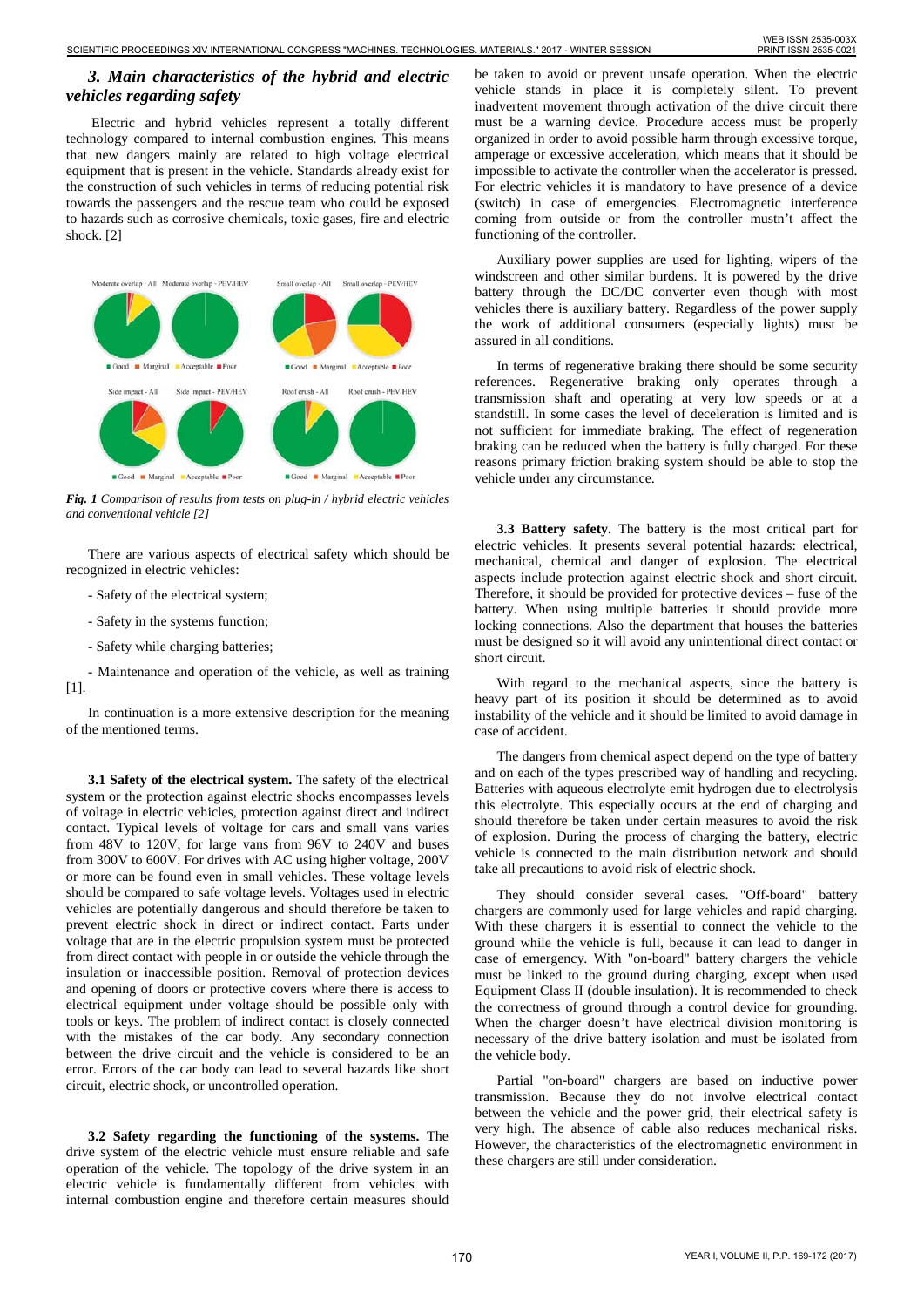## *3. Main characteristics of the hybrid and electric vehicles regarding safety*

Electric and hybrid vehicles represent a totally different technology compared to internal combustion engines. This means that new dangers mainly are related to high voltage electrical equipment that is present in the vehicle. Standards already exist for the construction of such vehicles in terms of reducing potential risk towards the passengers and the rescue team who could be exposed to hazards such as corrosive chemicals, toxic gases, fire and electric shock. [2]

***Fig. 1*** *Comparison of results from tests on plug-in / hybrid electric vehicles and conventional vehicle [2]*

There are various aspects of electrical safety which should be recognized in electric vehicles:

- Safety of the electrical system;

- Safety in the systems function;

- Safety while charging batteries;

- Maintenance and operation of the vehicle, as well as training [1].

In continuation is a more extensive description for the meaning of the mentioned terms.

**3.1 Safety of the electrical system.** The safety of the electrical system or the protection against electric shocks encompasses levels of voltage in electric vehicles, protection against direct and indirect contact. Typical levels of voltage for cars and small vans varies from 48V to 120V, for large vans from 96V to 240V and buses from 300V to 600V. For drives with AC using higher voltage, 200V or more can be found even in small vehicles. These voltage levels should be compared to safe voltage levels. Voltages used in electric vehicles are potentially dangerous and should therefore be taken to prevent electric shock in direct or indirect contact. Parts under voltage that are in the electric propulsion system must be protected from direct contact with people in or outside the vehicle through the insulation or inaccessible position. Removal of protection devices and opening of doors or protective covers where there is access to electrical equipment under voltage should be possible only with tools or keys. The problem of indirect contact is closely connected with the mistakes of the car body. Any secondary connection between the drive circuit and the vehicle is considered to be an error. Errors of the car body can lead to several hazards like short circuit, electric shock, or uncontrolled operation.

**3.2 Safety regarding the functioning of the systems.** The drive system of the electric vehicle must ensure reliable and safe operation of the vehicle. The topology of the drive system in an electric vehicle is fundamentally different from vehicles with internal combustion engine and therefore certain measures should be taken to avoid or prevent unsafe operation. When the electric vehicle stands in place it is completely silent. To prevent inadvertent movement through activation of the drive circuit there must be a warning device. Procedure access must be properly organized in order to avoid possible harm through excessive torque, amperage or excessive acceleration, which means that it should be impossible to activate the controller when the accelerator is pressed. For electric vehicles it is mandatory to have presence of a device (switch) in case of emergencies. Electromagnetic interference coming from outside or from the controller mustn't affect the functioning of the controller.

Auxiliary power supplies are used for lighting, wipers of the windscreen and other similar burdens. It is powered by the drive battery through the DC/DC converter even though with most vehicles there is auxiliary battery. Regardless of the power supply the work of additional consumers (especially lights) must be assured in all conditions.

In terms of regenerative braking there should be some security references. Regenerative braking only operates through a transmission shaft and operating at very low speeds or at a standstill. In some cases the level of deceleration is limited and is not sufficient for immediate braking. The effect of regeneration braking can be reduced when the battery is fully charged. For these reasons primary friction braking system should be able to stop the vehicle under any circumstance.

**3.3 Battery safety.** The battery is the most critical part for electric vehicles. It presents several potential hazards: electrical, mechanical, chemical and danger of explosion. The electrical aspects include protection against electric shock and short circuit. Therefore, it should be provided for protective devices – fuse of the battery. When using multiple batteries it should provide more locking connections. Also the department that houses the batteries must be designed so it will avoid any unintentional direct contact or short circuit.

With regard to the mechanical aspects, since the battery is heavy part of its position it should be determined as to avoid instability of the vehicle and it should be limited to avoid damage in case of accident.

The dangers from chemical aspect depend on the type of battery and on each of the types prescribed way of handling and recycling. Batteries with aqueous electrolyte emit hydrogen due to electrolysis this electrolyte. This especially occurs at the end of charging and should therefore be taken under certain measures to avoid the risk of explosion. During the process of charging the battery, electric vehicle is connected to the main distribution network and should take all precautions to avoid risk of electric shock.

They should consider several cases. "Off-board" battery chargers are commonly used for large vehicles and rapid charging. With these chargers it is essential to connect the vehicle to the ground while the vehicle is full, because it can lead to danger in case of emergency. With "on-board" battery chargers the vehicle must be linked to the ground during charging, except when used Equipment Class II (double insulation). It is recommended to check the correctness of ground through a control device for grounding. When the charger doesn't have electrical division monitoring is necessary of the drive battery isolation and must be isolated from the vehicle body.

Partial "on-board" chargers are based on inductive power transmission. Because they do not involve electrical contact between the vehicle and the power grid, their electrical safety is very high. The absence of cable also reduces mechanical risks. However, the characteristics of the electromagnetic environment in these chargers are still under consideration.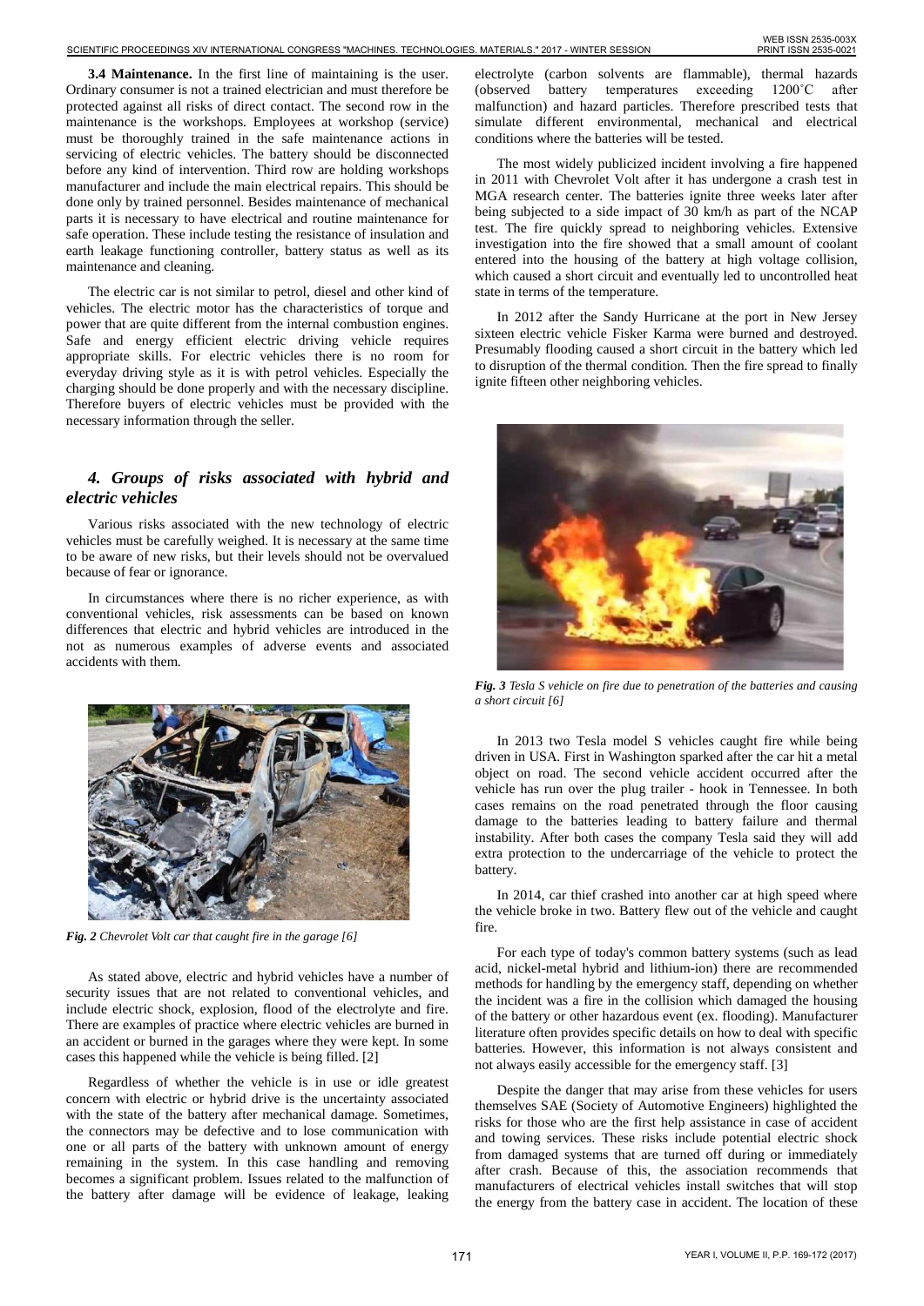**3.4 Maintenance.** In the first line of maintaining is the user. Ordinary consumer is not a trained electrician and must therefore be protected against all risks of direct contact. The second row in the maintenance is the workshops. Employees at workshop (service) must be thoroughly trained in the safe maintenance actions in servicing of electric vehicles. The battery should be disconnected before any kind of intervention. Third row are holding workshops manufacturer and include the main electrical repairs. This should be done only by trained personnel. Besides maintenance of mechanical parts it is necessary to have electrical and routine maintenance for safe operation. These include testing the resistance of insulation and earth leakage functioning controller, battery status as well as its maintenance and cleaning.

The electric car is not similar to petrol, diesel and other kind of vehicles. The electric motor has the characteristics of torque and power that are quite different from the internal combustion engines. Safe and energy efficient electric driving vehicle requires appropriate skills. For electric vehicles there is no room for everyday driving style as it is with petrol vehicles. Especially the charging should be done properly and with the necessary discipline. Therefore buyers of electric vehicles must be provided with the necessary information through the seller.

## *4. Groups of risks associated with hybrid and electric vehicles*

Various risks associated with the new technology of electric vehicles must be carefully weighed. It is necessary at the same time to be aware of new risks, but their levels should not be overvalued because of fear or ignorance.

In circumstances where there is no richer experience, as with conventional vehicles, risk assessments can be based on known differences that electric and hybrid vehicles are introduced in the not as numerous examples of adverse events and associated accidents with them.

*Fig. 2 Chevrolet Volt car that caught fire in the garage [6]*

As stated above, electric and hybrid vehicles have a number of security issues that are not related to conventional vehicles, and include electric shock, explosion, flood of the electrolyte and fire. There are examples of practice where electric vehicles are burned in an accident or burned in the garages where they were kept. In some cases this happened while the vehicle is being filled. [2]

Regardless of whether the vehicle is in use or idle greatest concern with electric or hybrid drive is the uncertainty associated with the state of the battery after mechanical damage. Sometimes, the connectors may be defective and to lose communication with one or all parts of the battery with unknown amount of energy remaining in the system. In this case handling and removing becomes a significant problem. Issues related to the malfunction of the battery after damage will be evidence of leakage, leaking electrolyte (carbon solvents are flammable), thermal hazards (observed battery temperatures exceeding 1200˚C after malfunction) and hazard particles. Therefore prescribed tests that simulate different environmental, mechanical and electrical conditions where the batteries will be tested.

The most widely publicized incident involving a fire happened in 2011 with Chevrolet Volt after it has undergone a crash test in MGA research center. The batteries ignite three weeks later after being subjected to a side impact of 30 km/h as part of the NCAP test. The fire quickly spread to neighboring vehicles. Extensive investigation into the fire showed that a small amount of coolant entered into the housing of the battery at high voltage collision, which caused a short circuit and eventually led to uncontrolled heat state in terms of the temperature.

In 2012 after the Sandy Hurricane at the port in New Jersey sixteen electric vehicle Fisker Karma were burned and destroyed. Presumably flooding caused a short circuit in the battery which led to disruption of the thermal condition. Then the fire spread to finally ignite fifteen other neighboring vehicles.

*Fig. 3 Tesla S vehicle on fire due to penetration of the batteries and causing a short circuit [6]*

In 2013 two Tesla model S vehicles caught fire while being driven in USA. First in Washington sparked after the car hit a metal object on road. The second vehicle accident occurred after the vehicle has run over the plug trailer - hook in Tennessee. In both cases remains on the road penetrated through the floor causing damage to the batteries leading to battery failure and thermal instability. After both cases the company Tesla said they will add extra protection to the undercarriage of the vehicle to protect the battery.

In 2014, car thief crashed into another car at high speed where the vehicle broke in two. Battery flew out of the vehicle and caught fire.

For each type of today's common battery systems (such as lead acid, nickel-metal hybrid and lithium-ion) there are recommended methods for handling by the emergency staff, depending on whether the incident was a fire in the collision which damaged the housing of the battery or other hazardous event (ex. flooding). Manufacturer literature often provides specific details on how to deal with specific batteries. However, this information is not always consistent and not always easily accessible for the emergency staff. [3]

Despite the danger that may arise from these vehicles for users themselves SAE (Society of Automotive Engineers) highlighted the risks for those who are the first help assistance in case of accident and towing services. These risks include potential electric shock from damaged systems that are turned off during or immediately after crash. Because of this, the association recommends that manufacturers of electrical vehicles install switches that will stop the energy from the battery case in accident. The location of these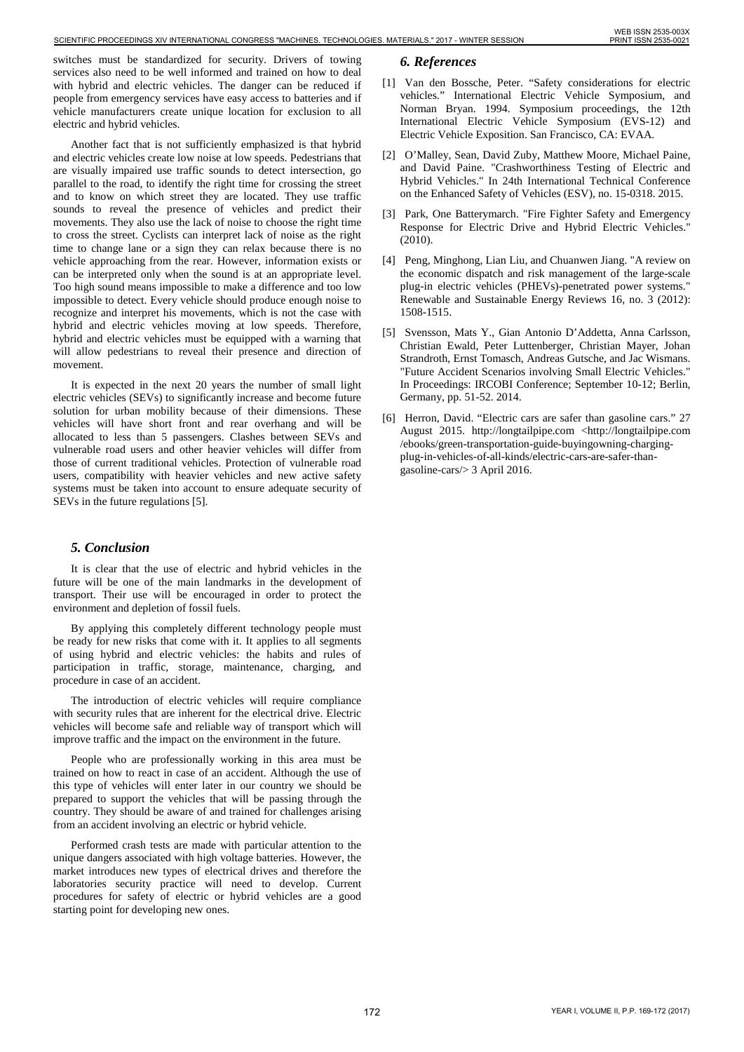switches must be standardized for security. Drivers of towing services also need to be well informed and trained on how to deal with hybrid and electric vehicles. The danger can be reduced if people from emergency services have easy access to batteries and if vehicle manufacturers create unique location for exclusion to all electric and hybrid vehicles.

Another fact that is not sufficiently emphasized is that hybrid and electric vehicles create low noise at low speeds. Pedestrians that are visually impaired use traffic sounds to detect intersection, go parallel to the road, to identify the right time for crossing the street and to know on which street they are located. They use traffic sounds to reveal the presence of vehicles and predict their movements. They also use the lack of noise to choose the right time to cross the street. Cyclists can interpret lack of noise as the right time to change lane or a sign they can relax because there is no vehicle approaching from the rear. However, information exists or can be interpreted only when the sound is at an appropriate level. Too high sound means impossible to make a difference and too low impossible to detect. Every vehicle should produce enough noise to recognize and interpret his movements, which is not the case with hybrid and electric vehicles moving at low speeds. Therefore, hybrid and electric vehicles must be equipped with a warning that will allow pedestrians to reveal their presence and direction of movement.

It is expected in the next 20 years the number of small light electric vehicles (SEVs) to significantly increase and become future solution for urban mobility because of their dimensions. These vehicles will have short front and rear overhang and will be allocated to less than 5 passengers. Clashes between SEVs and vulnerable road users and other heavier vehicles will differ from those of current traditional vehicles. Protection of vulnerable road users, compatibility with heavier vehicles and new active safety systems must be taken into account to ensure adequate security of SEVs in the future regulations [5].

## 5. Conclusion

It is clear that the use of electric and hybrid vehicles in the future will be one of the main landmarks in the development of transport. Their use will be encouraged in order to protect the environment and depletion of fossil fuels.

By applying this completely different technology people must be ready for new risks that come with it. It applies to all segments of using hybrid and electric vehicles: the habits and rules of participation in traffic, storage, maintenance, charging, and procedure in case of an accident.

The introduction of electric vehicles will require compliance with security rules that are inherent for the electrical drive. Electric vehicles will become safe and reliable way of transport which will improve traffic and the impact on the environment in the future.

People who are professionally working in this area must be trained on how to react in case of an accident. Although the use of this type of vehicles will enter later in our country we should be prepared to support the vehicles that will be passing through the country. They should be aware of and trained for challenges arising from an accident involving an electric or hybrid vehicle.

Performed crash tests are made with particular attention to the unique dangers associated with high voltage batteries. However, the market introduces new types of electrical drives and therefore the laboratories security practice will need to develop. Current procedures for safety of electric or hybrid vehicles are a good starting point for developing new ones.

## 6. References

[1] Van den Bossche, Peter. "Safety considerations for electric vehicles." International Electric Vehicle Symposium, and Norman Bryan. 1994. Symposium proceedings, the 12th International Electric Vehicle Symposium (EVS-12) and Electric Vehicle Exposition. San Francisco, CA: EVAA.

[2] O'Malley, Sean, David Zuby, Matthew Moore, Michael Paine, and David Paine. "Crashworthiness Testing of Electric and Hybrid Vehicles." In 24th International Technical Conference on the Enhanced Safety of Vehicles (ESV), no. 15-0318. 2015.

[3] Park, One Batterymarch. "Fire Fighter Safety and Emergency Response for Electric Drive and Hybrid Electric Vehicles." (2010).

[4] Peng, Minghong, Lian Liu, and Chuanwen Jiang. "A review on the economic dispatch and risk management of the large-scale plug-in electric vehicles (PHEVs)-penetrated power systems." Renewable and Sustainable Energy Reviews 16, no. 3 (2012): 1508-1515.

[5] Svensson, Mats Y., Gian Antonio D'Addetta, Anna Carlsson, Christian Ewald, Peter Luttenberger, Christian Mayer, Johan Strandroth, Ernst Tomasch, Andreas Gutsche, and Jac Wismans. "Future Accident Scenarios involving Small Electric Vehicles." In Proceedings: IRCOBI Conference; September 10-12; Berlin, Germany, pp. 51-52. 2014.

[6] Herron, David. "Electric cars are safer than gasoline cars." 27 August 2015. http://longtailpipe.com <http://longtailpipe.com /ebooks/green-transportation-guide-buyingowning-charging-plug-in-vehicles-of-all-kinds/electric-cars-are-safer-than-gasoline-cars/> 3 April 2016.